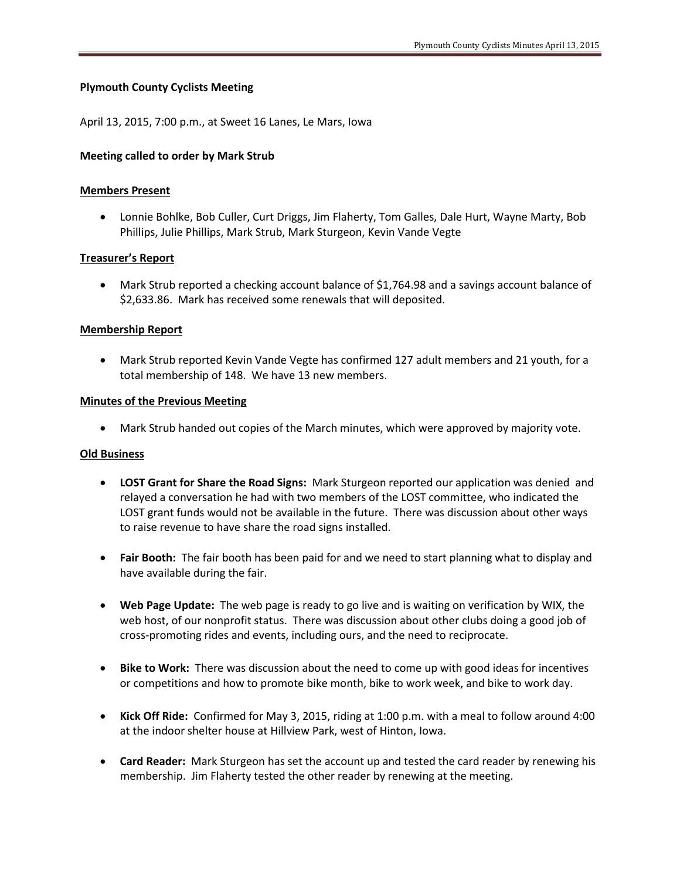**Plymouth County Cyclists Meeting**

April 13, 2015, 7:00 p.m., at Sweet 16 Lanes, Le Mars, Iowa

**Meeting called to order by Mark Strub**

**Members Present**

- Lonnie Bohlke, Bob Culler, Curt Driggs, Jim Flaherty, Tom Galles, Dale Hurt, Wayne Marty, Bob Phillips, Julie Phillips, Mark Strub, Mark Sturgeon, Kevin Vande Vegte

**Treasurer's Report**

- Mark Strub reported a checking account balance of $1,764.98 and a savings account balance of $2,633.86. Mark has received some renewals that will deposited.

**Membership Report**

- Mark Strub reported Kevin Vande Vegte has confirmed 127 adult members and 21 youth, for a total membership of 148. We have 13 new members.

**Minutes of the Previous Meeting**

- Mark Strub handed out copies of the March minutes, which were approved by majority vote.

**Old Business**

- **LOST Grant for Share the Road Signs:** Mark Sturgeon reported our application was denied and relayed a conversation he had with two members of the LOST committee, who indicated the LOST grant funds would not be available in the future. There was discussion about other ways to raise revenue to have share the road signs installed.

- **Fair Booth:** The fair booth has been paid for and we need to start planning what to display and have available during the fair.

- **Web Page Update:** The web page is ready to go live and is waiting on verification by WIX, the web host, of our nonprofit status. There was discussion about other clubs doing a good job of cross-promoting rides and events, including ours, and the need to reciprocate.

- **Bike to Work:** There was discussion about the need to come up with good ideas for incentives or competitions and how to promote bike month, bike to work week, and bike to work day.

- **Kick Off Ride:** Confirmed for May 3, 2015, riding at 1:00 p.m. with a meal to follow around 4:00 at the indoor shelter house at Hillview Park, west of Hinton, Iowa.

- **Card Reader:** Mark Sturgeon has set the account up and tested the card reader by renewing his membership. Jim Flaherty tested the other reader by renewing at the meeting.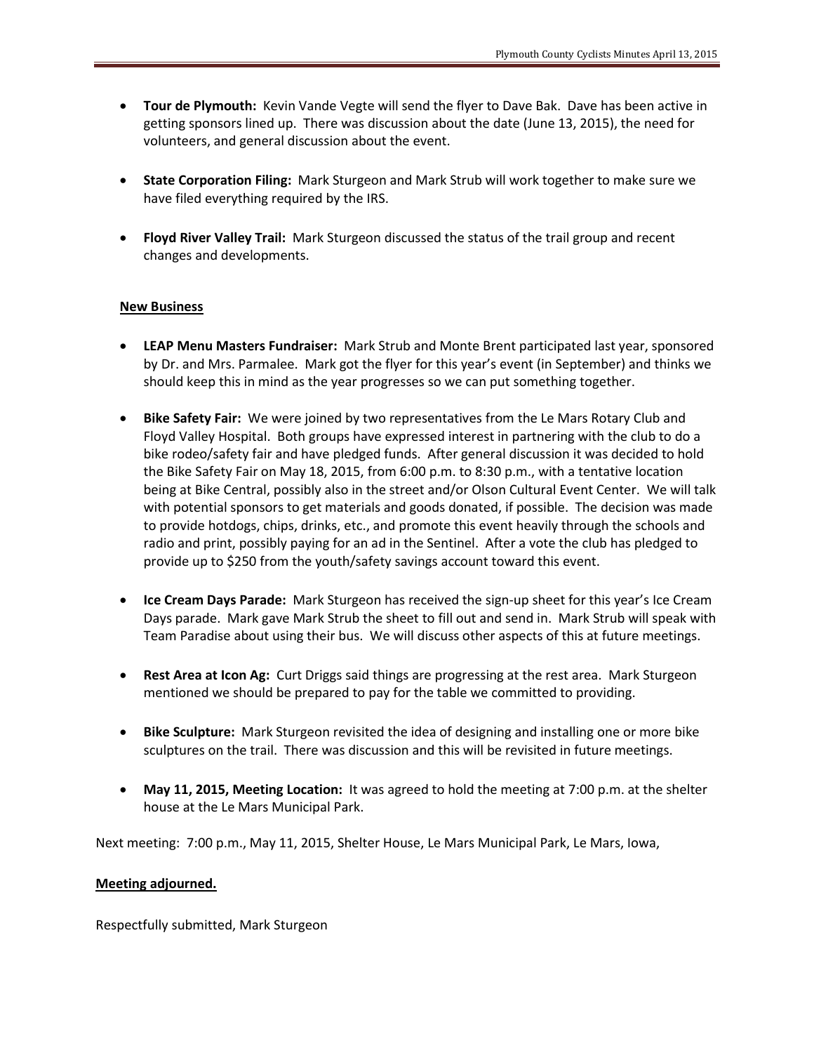- **Tour de Plymouth:** Kevin Vande Vegte will send the flyer to Dave Bak. Dave has been active in getting sponsors lined up. There was discussion about the date (June 13, 2015), the need for volunteers, and general discussion about the event.

- **State Corporation Filing:** Mark Sturgeon and Mark Strub will work together to make sure we have filed everything required by the IRS.

- **Floyd River Valley Trail:** Mark Sturgeon discussed the status of the trail group and recent changes and developments.

**New Business**

- **LEAP Menu Masters Fundraiser:** Mark Strub and Monte Brent participated last year, sponsored by Dr. and Mrs. Parmalee. Mark got the flyer for this year's event (in September) and thinks we should keep this in mind as the year progresses so we can put something together.

- **Bike Safety Fair:** We were joined by two representatives from the Le Mars Rotary Club and Floyd Valley Hospital. Both groups have expressed interest in partnering with the club to do a bike rodeo/safety fair and have pledged funds. After general discussion it was decided to hold the Bike Safety Fair on May 18, 2015, from 6:00 p.m. to 8:30 p.m., with a tentative location being at Bike Central, possibly also in the street and/or Olson Cultural Event Center. We will talk with potential sponsors to get materials and goods donated, if possible. The decision was made to provide hotdogs, chips, drinks, etc., and promote this event heavily through the schools and radio and print, possibly paying for an ad in the Sentinel. After a vote the club has pledged to provide up to $250 from the youth/safety savings account toward this event.

- **Ice Cream Days Parade:** Mark Sturgeon has received the sign-up sheet for this year's Ice Cream Days parade. Mark gave Mark Strub the sheet to fill out and send in. Mark Strub will speak with Team Paradise about using their bus. We will discuss other aspects of this at future meetings.

- **Rest Area at Icon Ag:** Curt Driggs said things are progressing at the rest area. Mark Sturgeon mentioned we should be prepared to pay for the table we committed to providing.

- **Bike Sculpture:** Mark Sturgeon revisited the idea of designing and installing one or more bike sculptures on the trail. There was discussion and this will be revisited in future meetings.

- **May 11, 2015, Meeting Location:** It was agreed to hold the meeting at 7:00 p.m. at the shelter house at the Le Mars Municipal Park.

Next meeting: 7:00 p.m., May 11, 2015, Shelter House, Le Mars Municipal Park, Le Mars, Iowa,

**Meeting adjourned.**

Respectfully submitted, Mark Sturgeon